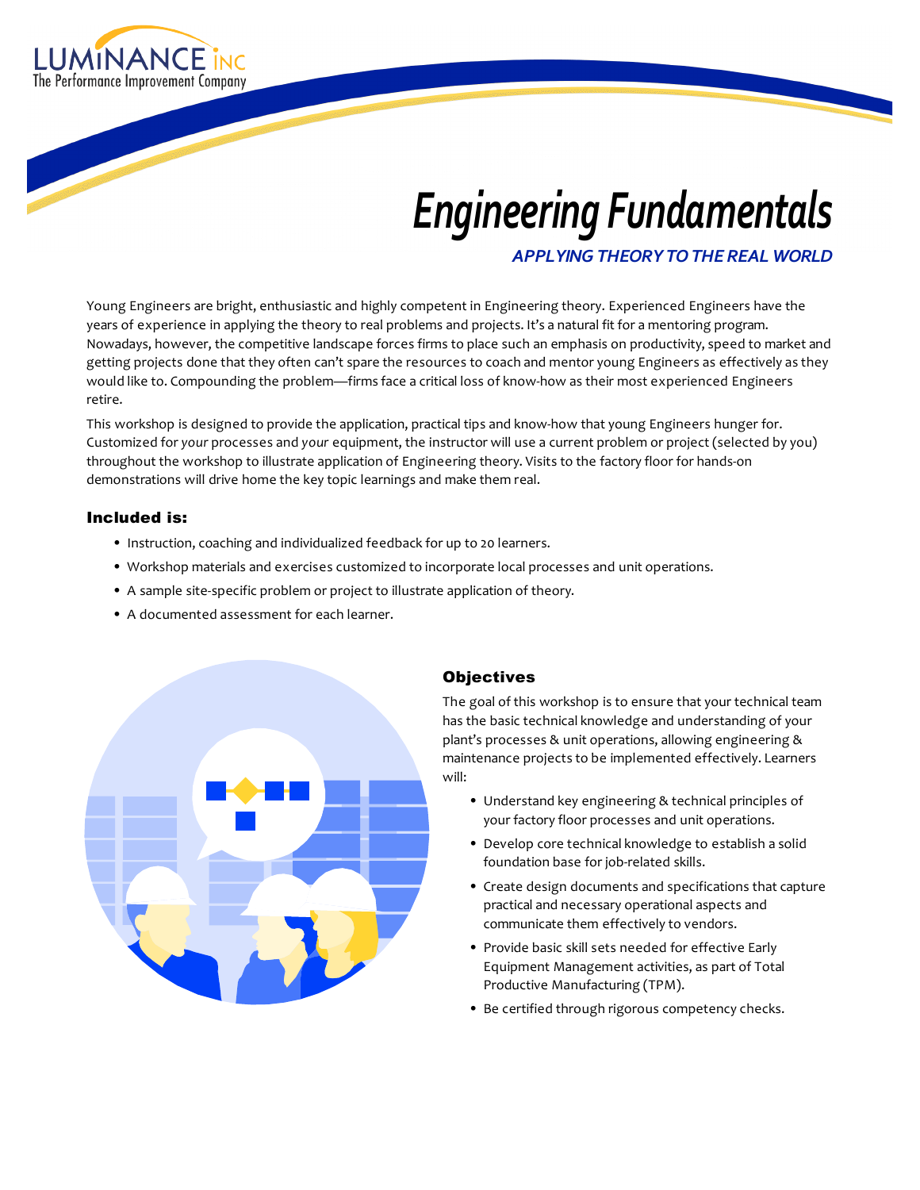LUMINANCE INC
The Performance Improvement Company

# *Engineering Fundamentals*

## *APPLYING THEORY TO THE REAL WORLD*

Young Engineers are bright, enthusiastic and highly competent in Engineering theory. Experienced Engineers have the years of experience in applying the theory to real problems and projects. It's a natural fit for a mentoring program. Nowadays, however, the competitive landscape forces firms to place such an emphasis on productivity, speed to market and getting projects done that they often can't spare the resources to coach and mentor young Engineers as effectively as they would like to. Compounding the problem—firms face a critical loss of know-how as their most experienced Engineers retire.

This workshop is designed to provide the application, practical tips and know-how that young Engineers hunger for. Customized for *your* processes and *your* equipment, the instructor will use a current problem or project (selected by you) throughout the workshop to illustrate application of Engineering theory. Visits to the factory floor for hands-on demonstrations will drive home the key topic learnings and make them real.

### Included is:

- Instruction, coaching and individualized feedback for up to 20 learners.
- Workshop materials and exercises customized to incorporate local processes and unit operations.
- A sample site-specific problem or project to illustrate application of theory.
- A documented assessment for each learner.

### Objectives

The goal of this workshop is to ensure that your technical team has the basic technical knowledge and understanding of your plant's processes & unit operations, allowing engineering & maintenance projects to be implemented effectively. Learners will:

- Understand key engineering & technical principles of your factory floor processes and unit operations.
- Develop core technical knowledge to establish a solid foundation base for job-related skills.
- Create design documents and specifications that capture practical and necessary operational aspects and communicate them effectively to vendors.
- Provide basic skill sets needed for effective Early Equipment Management activities, as part of Total Productive Manufacturing (TPM).
- Be certified through rigorous competency checks.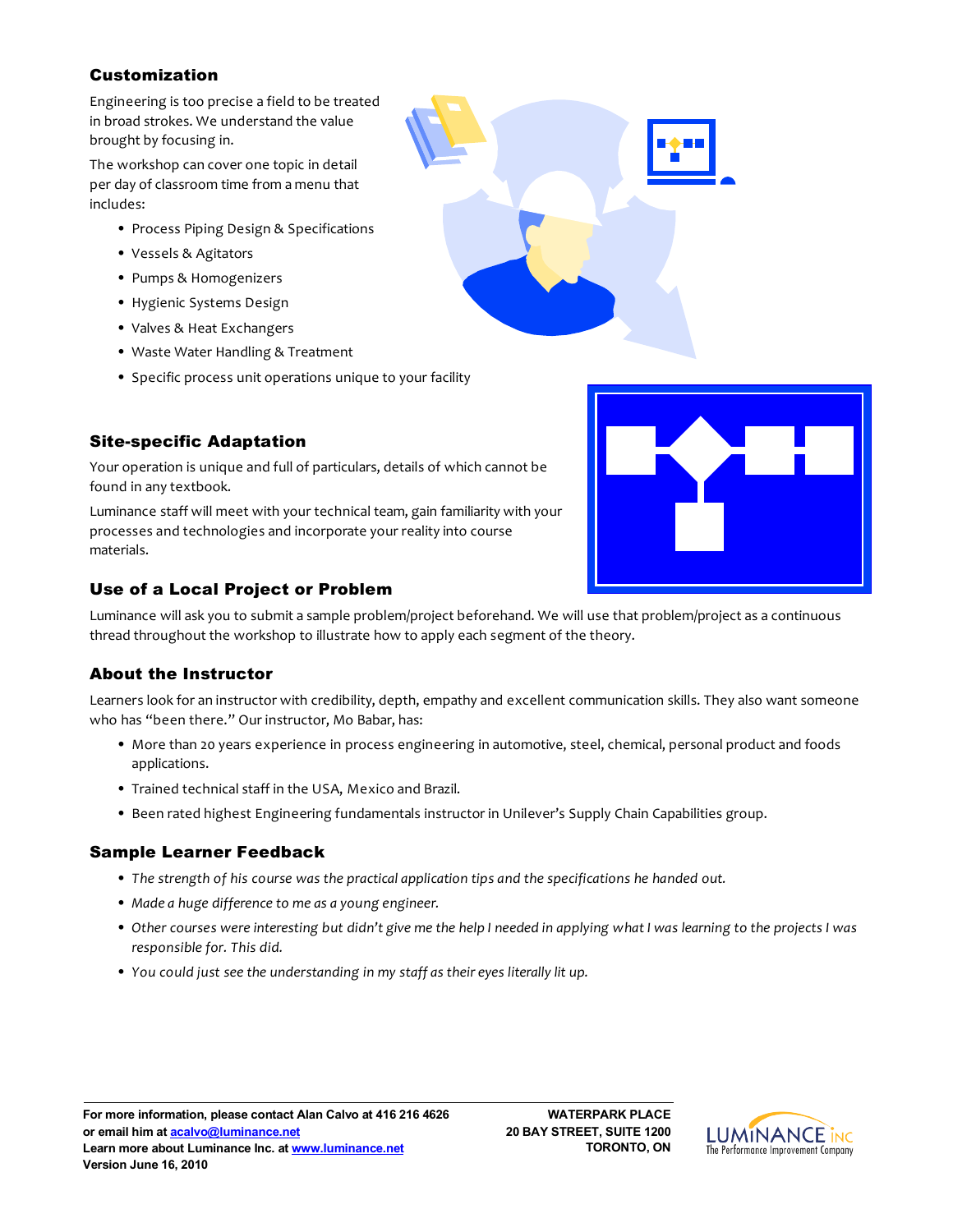## Customization

Engineering is too precise a field to be treated in broad strokes. We understand the value brought by focusing in.

The workshop can cover one topic in detail per day of classroom time from a menu that includes:

- Process Piping Design & Specifications
- Vessels & Agitators
- Pumps & Homogenizers
- Hygienic Systems Design
- Valves & Heat Exchangers
- Waste Water Handling & Treatment
- Specific process unit operations unique to your facility

## Site-specific Adaptation

Your operation is unique and full of particulars, details of which cannot be found in any textbook.

Luminance staff will meet with your technical team, gain familiarity with your processes and technologies and incorporate your reality into course materials.

## Use of a Local Project or Problem

Luminance will ask you to submit a sample problem/project beforehand. We will use that problem/project as a continuous thread throughout the workshop to illustrate how to apply each segment of the theory.

## About the Instructor

Learners look for an instructor with credibility, depth, empathy and excellent communication skills. They also want someone who has "been there." Our instructor, Mo Babar, has:

- More than 20 years experience in process engineering in automotive, steel, chemical, personal product and foods applications.
- Trained technical staff in the USA, Mexico and Brazil.
- Been rated highest Engineering fundamentals instructor in Unilever's Supply Chain Capabilities group.

## Sample Learner Feedback

- *The strength of his course was the practical application tips and the specifications he handed out.*
- *Made a huge difference to me as a young engineer.*
- *Other courses were interesting but didn't give me the help I needed in applying what I was learning to the projects I was responsible for. This did.*
- *You could just see the understanding in my staff as their eyes literally lit up.*

**For more information, please contact Alan Calvo at 416 216 4626 or email him at [acalvo@luminance.net](mailto:acalvo@luminance.net)**
**Learn more about Luminance Inc. at [www.luminance.net](http://www.luminance.net)**
**Version June 16, 2010**

**WATERPARK PLACE**
**20 BAY STREET, SUITE 1200**
**TORONTO, ON**

LUMINANCE INC
The Performance Improvement Company